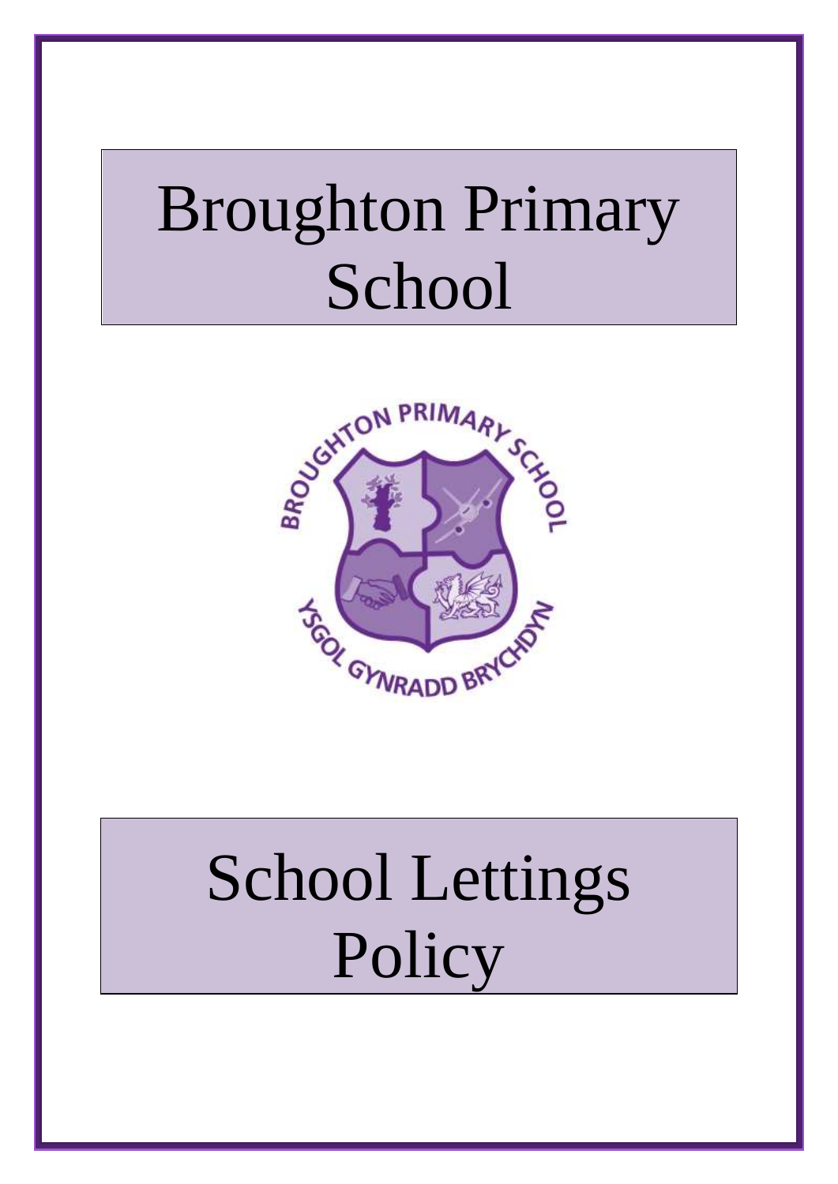# Broughton Primary School

# School Lettings Policy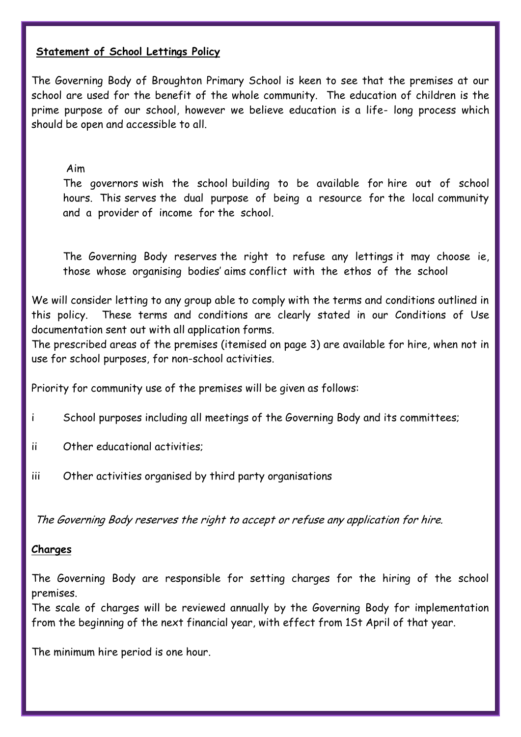**Statement of School Lettings Policy**

The Governing Body of Broughton Primary School is keen to see that the premises at our school are used for the benefit of the whole community. The education of children is the prime purpose of our school, however we believe education is a life- long process which should be open and accessible to all.

Aim

The governors wish the school building to be available for hire out of school hours. This serves the dual purpose of being a resource for the local community and a provider of income for the school.

The Governing Body reserves the right to refuse any lettings it may choose ie, those whose organising bodies' aims conflict with the ethos of the school

We will consider letting to any group able to comply with the terms and conditions outlined in this policy. These terms and conditions are clearly stated in our Conditions of Use documentation sent out with all application forms.

The prescribed areas of the premises (itemised on page 3) are available for hire, when not in use for school purposes, for non-school activities.

Priority for community use of the premises will be given as follows:

i School purposes including all meetings of the Governing Body and its committees;

ii Other educational activities;

iii Other activities organised by third party organisations

*The Governing Body reserves the right to accept or refuse any application for hire.*

**Charges**

The Governing Body are responsible for setting charges for the hiring of the school premises.

The scale of charges will be reviewed annually by the Governing Body for implementation from the beginning of the next financial year, with effect from 1St April of that year.

The minimum hire period is one hour.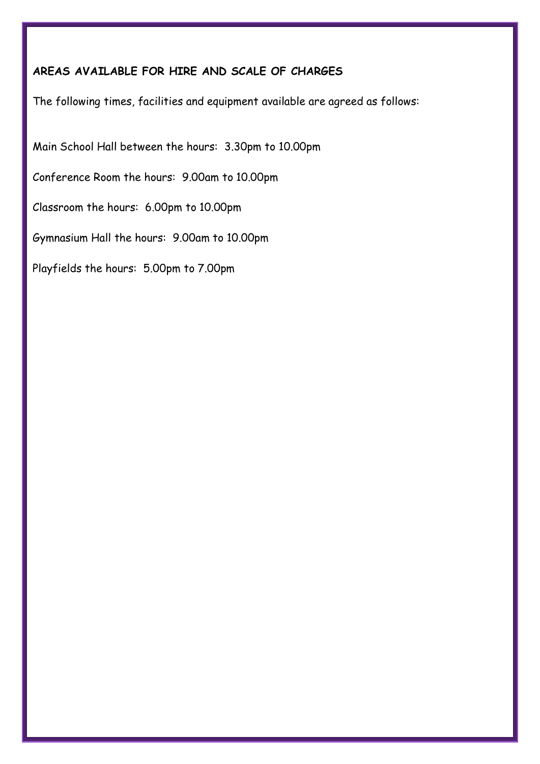**AREAS AVAILABLE FOR HIRE AND SCALE OF CHARGES**

The following times, facilities and equipment available are agreed as follows:

Main School Hall between the hours: 3.30pm to 10.00pm

Conference Room the hours: 9.00am to 10.00pm

Classroom the hours: 6.00pm to 10.00pm

Gymnasium Hall the hours: 9.00am to 10.00pm

Playfields the hours: 5.00pm to 7.00pm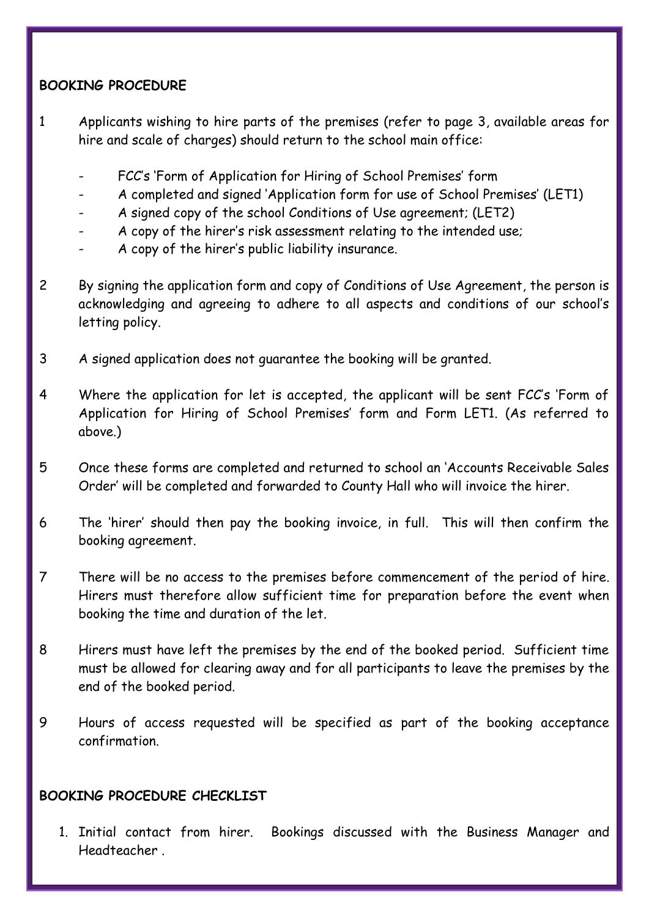## BOOKING PROCEDURE

1. Applicants wishing to hire parts of the premises (refer to page 3, available areas for hire and scale of charges) should return to the school main office:

   - FCC's 'Form of Application for Hiring of School Premises' form
   - A completed and signed 'Application form for use of School Premises' (LET1)
   - A signed copy of the school Conditions of Use agreement; (LET2)
   - A copy of the hirer's risk assessment relating to the intended use;
   - A copy of the hirer's public liability insurance.

2. By signing the application form and copy of Conditions of Use Agreement, the person is acknowledging and agreeing to adhere to all aspects and conditions of our school's letting policy.

3. A signed application does not guarantee the booking will be granted.

4. Where the application for let is accepted, the applicant will be sent FCC's 'Form of Application for Hiring of School Premises' form and Form LET1. (As referred to above.)

5. Once these forms are completed and returned to school an 'Accounts Receivable Sales Order' will be completed and forwarded to County Hall who will invoice the hirer.

6. The 'hirer' should then pay the booking invoice, in full. This will then confirm the booking agreement.

7. There will be no access to the premises before commencement of the period of hire. Hirers must therefore allow sufficient time for preparation before the event when booking the time and duration of the let.

8. Hirers must have left the premises by the end of the booked period. Sufficient time must be allowed for clearing away and for all participants to leave the premises by the end of the booked period.

9. Hours of access requested will be specified as part of the booking acceptance confirmation.

## BOOKING PROCEDURE CHECKLIST

1. Initial contact from hirer. Bookings discussed with the Business Manager and Headteacher .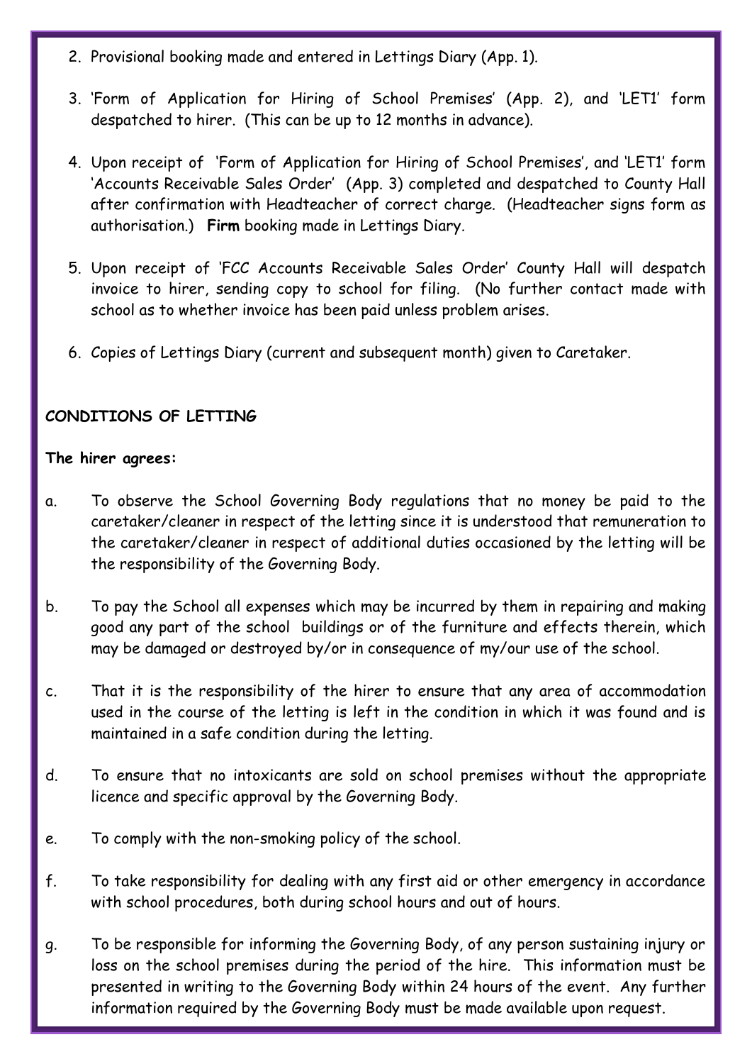2. Provisional booking made and entered in Lettings Diary (App. 1).

3. 'Form of Application for Hiring of School Premises' (App. 2), and 'LET1' form despatched to hirer. (This can be up to 12 months in advance).

4. Upon receipt of 'Form of Application for Hiring of School Premises', and 'LET1' form 'Accounts Receivable Sales Order' (App. 3) completed and despatched to County Hall after confirmation with Headteacher of correct charge. (Headteacher signs form as authorisation.) **Firm** booking made in Lettings Diary.

5. Upon receipt of 'FCC Accounts Receivable Sales Order' County Hall will despatch invoice to hirer, sending copy to school for filing. (No further contact made with school as to whether invoice has been paid unless problem arises.

6. Copies of Lettings Diary (current and subsequent month) given to Caretaker.

**CONDITIONS OF LETTING**

**The hirer agrees:**

a. To observe the School Governing Body regulations that no money be paid to the caretaker/cleaner in respect of the letting since it is understood that remuneration to the caretaker/cleaner in respect of additional duties occasioned by the letting will be the responsibility of the Governing Body.

b. To pay the School all expenses which may be incurred by them in repairing and making good any part of the school buildings or of the furniture and effects therein, which may be damaged or destroyed by/or in consequence of my/our use of the school.

c. That it is the responsibility of the hirer to ensure that any area of accommodation used in the course of the letting is left in the condition in which it was found and is maintained in a safe condition during the letting.

d. To ensure that no intoxicants are sold on school premises without the appropriate licence and specific approval by the Governing Body.

e. To comply with the non-smoking policy of the school.

f. To take responsibility for dealing with any first aid or other emergency in accordance with school procedures, both during school hours and out of hours.

g. To be responsible for informing the Governing Body, of any person sustaining injury or loss on the school premises during the period of the hire. This information must be presented in writing to the Governing Body within 24 hours of the event. Any further information required by the Governing Body must be made available upon request.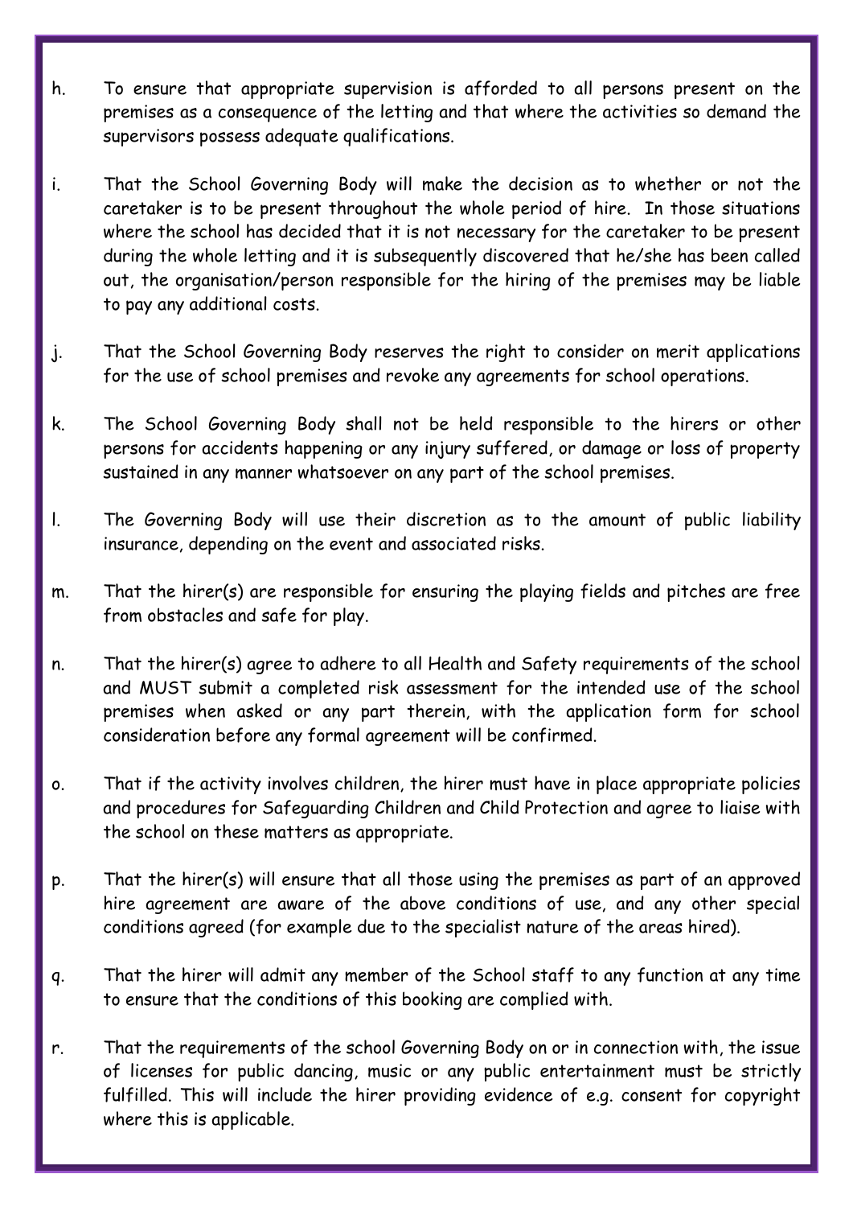h. To ensure that appropriate supervision is afforded to all persons present on the premises as a consequence of the letting and that where the activities so demand the supervisors possess adequate qualifications.

i. That the School Governing Body will make the decision as to whether or not the caretaker is to be present throughout the whole period of hire. In those situations where the school has decided that it is not necessary for the caretaker to be present during the whole letting and it is subsequently discovered that he/she has been called out, the organisation/person responsible for the hiring of the premises may be liable to pay any additional costs.

j. That the School Governing Body reserves the right to consider on merit applications for the use of school premises and revoke any agreements for school operations.

k. The School Governing Body shall not be held responsible to the hirers or other persons for accidents happening or any injury suffered, or damage or loss of property sustained in any manner whatsoever on any part of the school premises.

l. The Governing Body will use their discretion as to the amount of public liability insurance, depending on the event and associated risks.

m. That the hirer(s) are responsible for ensuring the playing fields and pitches are free from obstacles and safe for play.

n. That the hirer(s) agree to adhere to all Health and Safety requirements of the school and MUST submit a completed risk assessment for the intended use of the school premises when asked or any part therein, with the application form for school consideration before any formal agreement will be confirmed.

o. That if the activity involves children, the hirer must have in place appropriate policies and procedures for Safeguarding Children and Child Protection and agree to liaise with the school on these matters as appropriate.

p. That the hirer(s) will ensure that all those using the premises as part of an approved hire agreement are aware of the above conditions of use, and any other special conditions agreed (for example due to the specialist nature of the areas hired).

q. That the hirer will admit any member of the School staff to any function at any time to ensure that the conditions of this booking are complied with.

r. That the requirements of the school Governing Body on or in connection with, the issue of licenses for public dancing, music or any public entertainment must be strictly fulfilled. This will include the hirer providing evidence of e.g. consent for copyright where this is applicable.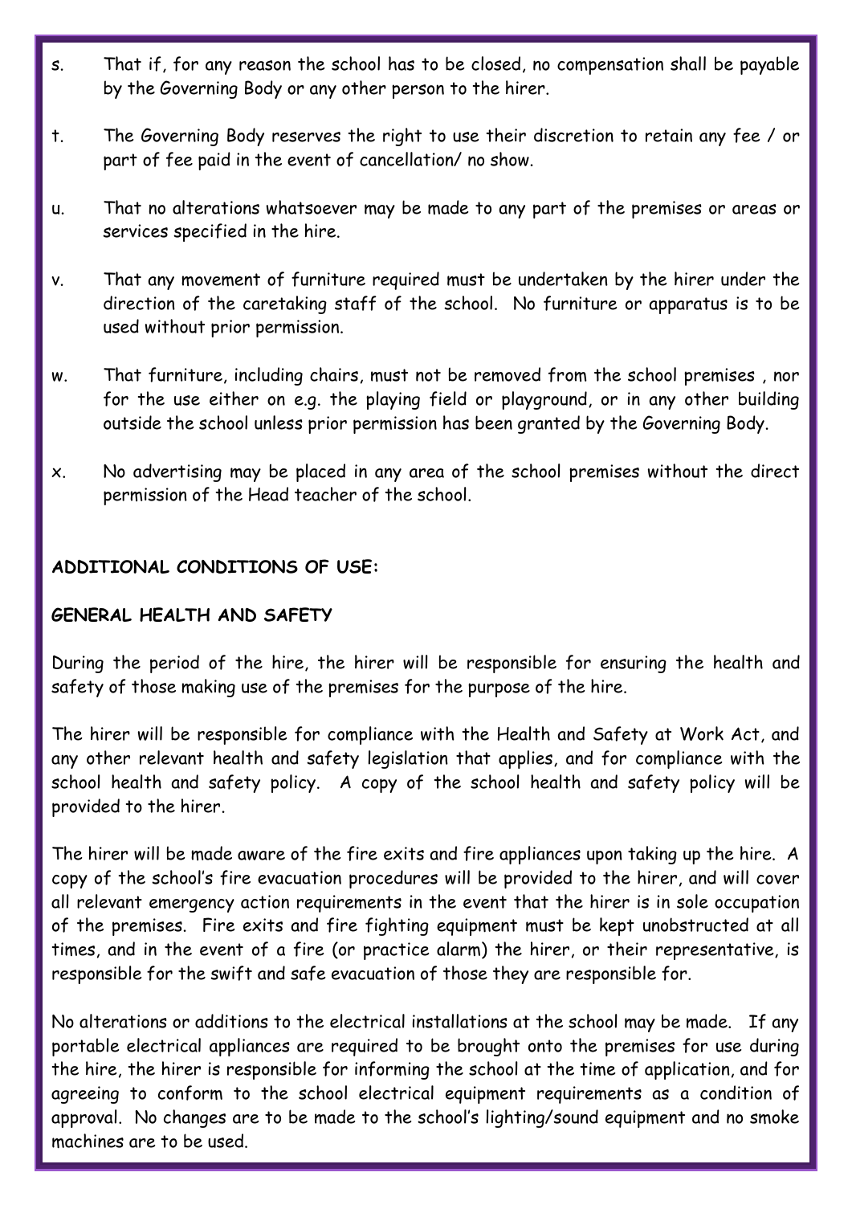s. That if, for any reason the school has to be closed, no compensation shall be payable by the Governing Body or any other person to the hirer.

t. The Governing Body reserves the right to use their discretion to retain any fee / or part of fee paid in the event of cancellation/ no show.

u. That no alterations whatsoever may be made to any part of the premises or areas or services specified in the hire.

v. That any movement of furniture required must be undertaken by the hirer under the direction of the caretaking staff of the school. No furniture or apparatus is to be used without prior permission.

w. That furniture, including chairs, must not be removed from the school premises , nor for the use either on e.g. the playing field or playground, or in any other building outside the school unless prior permission has been granted by the Governing Body.

x. No advertising may be placed in any area of the school premises without the direct permission of the Head teacher of the school.

**ADDITIONAL CONDITIONS OF USE:**

**GENERAL HEALTH AND SAFETY**

During the period of the hire, the hirer will be responsible for ensuring the health and safety of those making use of the premises for the purpose of the hire.

The hirer will be responsible for compliance with the Health and Safety at Work Act, and any other relevant health and safety legislation that applies, and for compliance with the school health and safety policy. A copy of the school health and safety policy will be provided to the hirer.

The hirer will be made aware of the fire exits and fire appliances upon taking up the hire. A copy of the school's fire evacuation procedures will be provided to the hirer, and will cover all relevant emergency action requirements in the event that the hirer is in sole occupation of the premises. Fire exits and fire fighting equipment must be kept unobstructed at all times, and in the event of a fire (or practice alarm) the hirer, or their representative, is responsible for the swift and safe evacuation of those they are responsible for.

No alterations or additions to the electrical installations at the school may be made. If any portable electrical appliances are required to be brought onto the premises for use during the hire, the hirer is responsible for informing the school at the time of application, and for agreeing to conform to the school electrical equipment requirements as a condition of approval. No changes are to be made to the school's lighting/sound equipment and no smoke machines are to be used.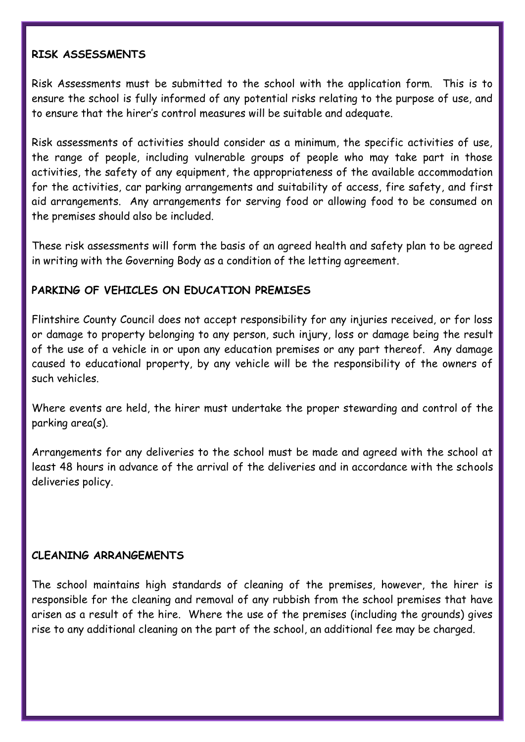## RISK ASSESSMENTS

Risk Assessments must be submitted to the school with the application form. This is to ensure the school is fully informed of any potential risks relating to the purpose of use, and to ensure that the hirer's control measures will be suitable and adequate.

Risk assessments of activities should consider as a minimum, the specific activities of use, the range of people, including vulnerable groups of people who may take part in those activities, the safety of any equipment, the appropriateness of the available accommodation for the activities, car parking arrangements and suitability of access, fire safety, and first aid arrangements. Any arrangements for serving food or allowing food to be consumed on the premises should also be included.

These risk assessments will form the basis of an agreed health and safety plan to be agreed in writing with the Governing Body as a condition of the letting agreement.

## PARKING OF VEHICLES ON EDUCATION PREMISES

Flintshire County Council does not accept responsibility for any injuries received, or for loss or damage to property belonging to any person, such injury, loss or damage being the result of the use of a vehicle in or upon any education premises or any part thereof. Any damage caused to educational property, by any vehicle will be the responsibility of the owners of such vehicles.

Where events are held, the hirer must undertake the proper stewarding and control of the parking area(s).

Arrangements for any deliveries to the school must be made and agreed with the school at least 48 hours in advance of the arrival of the deliveries and in accordance with the schools deliveries policy.

## CLEANING ARRANGEMENTS

The school maintains high standards of cleaning of the premises, however, the hirer is responsible for the cleaning and removal of any rubbish from the school premises that have arisen as a result of the hire. Where the use of the premises (including the grounds) gives rise to any additional cleaning on the part of the school, an additional fee may be charged.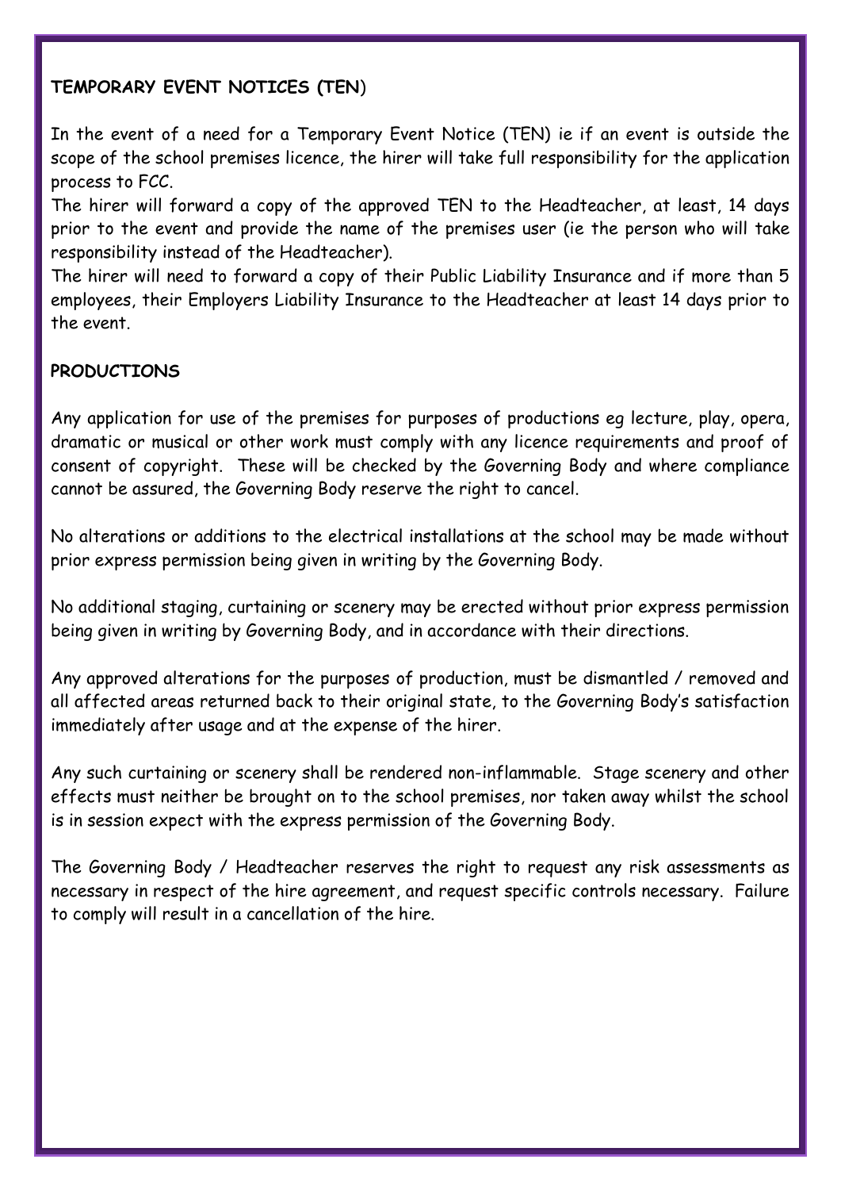**TEMPORARY EVENT NOTICES (TEN)**

In the event of a need for a Temporary Event Notice (TEN) ie if an event is outside the scope of the school premises licence, the hirer will take full responsibility for the application process to FCC.

The hirer will forward a copy of the approved TEN to the Headteacher, at least, 14 days prior to the event and provide the name of the premises user (ie the person who will take responsibility instead of the Headteacher).

The hirer will need to forward a copy of their Public Liability Insurance and if more than 5 employees, their Employers Liability Insurance to the Headteacher at least 14 days prior to the event.

**PRODUCTIONS**

Any application for use of the premises for purposes of productions eg lecture, play, opera, dramatic or musical or other work must comply with any licence requirements and proof of consent of copyright. These will be checked by the Governing Body and where compliance cannot be assured, the Governing Body reserve the right to cancel.

No alterations or additions to the electrical installations at the school may be made without prior express permission being given in writing by the Governing Body.

No additional staging, curtaining or scenery may be erected without prior express permission being given in writing by Governing Body, and in accordance with their directions.

Any approved alterations for the purposes of production, must be dismantled / removed and all affected areas returned back to their original state, to the Governing Body's satisfaction immediately after usage and at the expense of the hirer.

Any such curtaining or scenery shall be rendered non-inflammable. Stage scenery and other effects must neither be brought on to the school premises, nor taken away whilst the school is in session expect with the express permission of the Governing Body.

The Governing Body / Headteacher reserves the right to request any risk assessments as necessary in respect of the hire agreement, and request specific controls necessary. Failure to comply will result in a cancellation of the hire.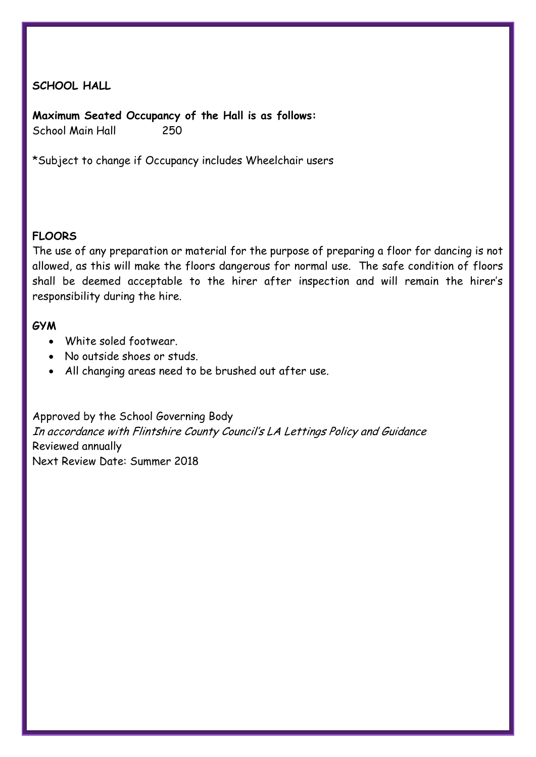**SCHOOL HALL**

**Maximum Seated Occupancy of the Hall is as follows:**

School Main Hall 250

*Subject to change if Occupancy includes Wheelchair users

**FLOORS**

The use of any preparation or material for the purpose of preparing a floor for dancing is not allowed, as this will make the floors dangerous for normal use. The safe condition of floors shall be deemed acceptable to the hirer after inspection and will remain the hirer's responsibility during the hire.

**GYM**

- White soled footwear.
- No outside shoes or studs.
- All changing areas need to be brushed out after use.

Approved by the School Governing Body
*In accordance with Flintshire County Council's LA Lettings Policy and Guidance*
Reviewed annually
Next Review Date: Summer 2018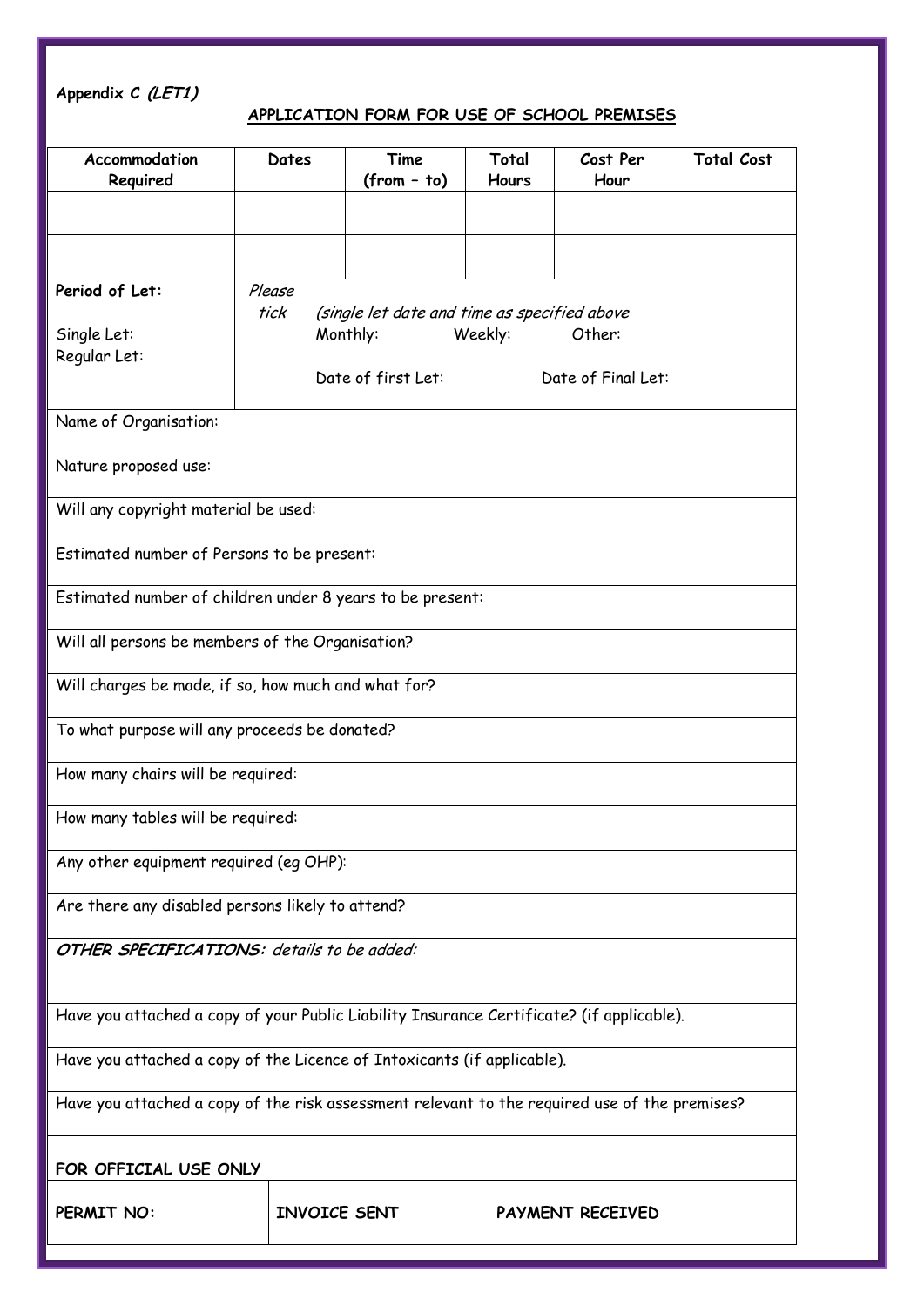**Appendix C *(LET1)***

## APPLICATION FORM FOR USE OF SCHOOL PREMISES

| Accommodation Required | Dates | Time (from – to) | Total Hours | Cost Per Hour | Total Cost |
|---|---|---|---|---|---|
| | | | | | |
| | | | | | |

| **Period of Let:** | *Please tick* | |
|---|---|---|
| Single Let: | | *(single let date and time as specified above* |
| Regular Let: | | Monthly: Weekly: Other: |
| | | Date of first Let: Date of Final Let: |

| |
|---|
| Name of Organisation: |
| Nature proposed use: |
| Will any copyright material be used: |
| Estimated number of Persons to be present: |
| Estimated number of children under 8 years to be present: |
| Will all persons be members of the Organisation? |
| Will charges be made, if so, how much and what for? |
| To what purpose will any proceeds be donated? |
| How many chairs will be required: |
| How many tables will be required: |
| Any other equipment required (eg OHP): |
| Are there any disabled persons likely to attend? |
| ***OTHER SPECIFICATIONS:*** *details to be added:* |
| Have you attached a copy of your Public Liability Insurance Certificate? (if applicable). |
| Have you attached a copy of the Licence of Intoxicants (if applicable). |
| Have you attached a copy of the risk assessment relevant to the required use of the premises? |

**FOR OFFICIAL USE ONLY**

| **PERMIT NO:** | **INVOICE SENT** | **PAYMENT RECEIVED** |
|---|---|---|
| | | |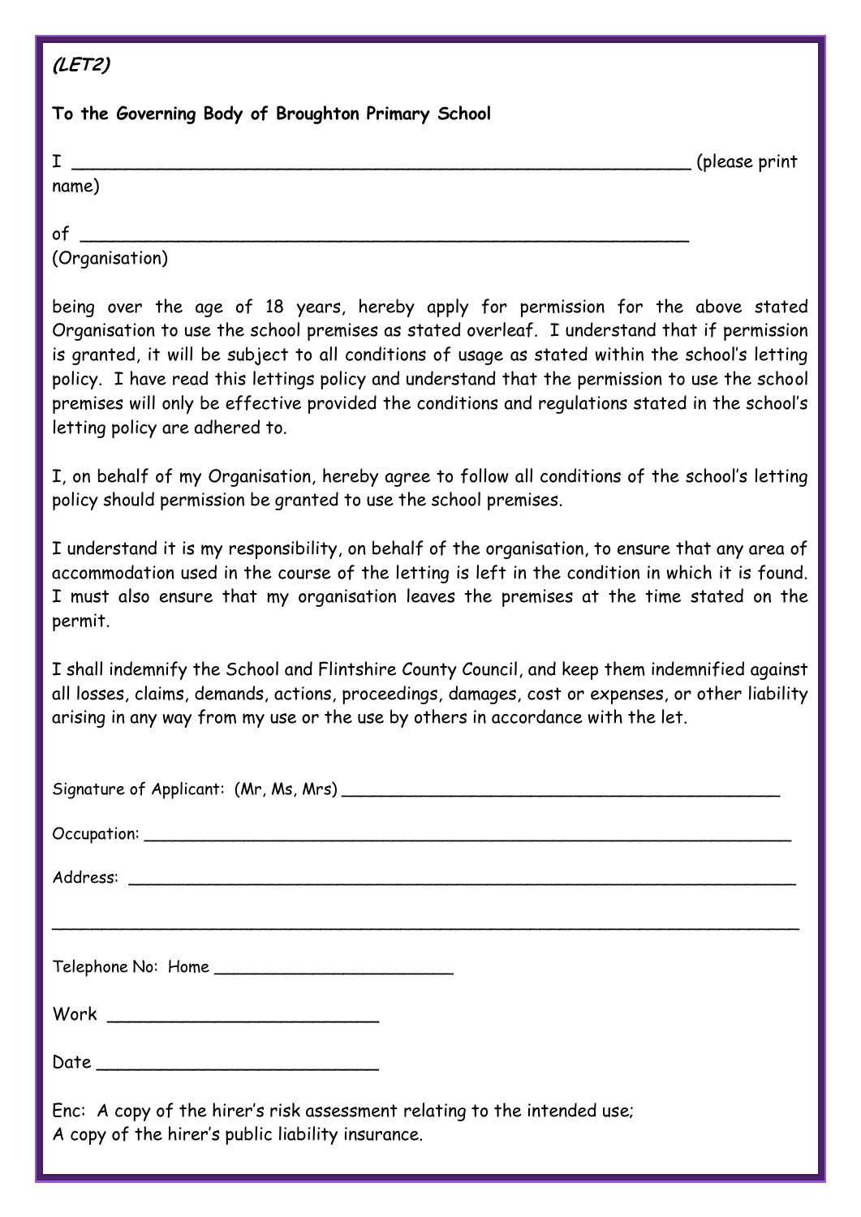***(LET2)***

**To the Governing Body of Broughton Primary School**

I ____________________________________________________________ (please print name)

of ____________________________________________________________
(Organisation)

being over the age of 18 years, hereby apply for permission for the above stated Organisation to use the school premises as stated overleaf. I understand that if permission is granted, it will be subject to all conditions of usage as stated within the school's letting policy. I have read this lettings policy and understand that the permission to use the school premises will only be effective provided the conditions and regulations stated in the school's letting policy are adhered to.

I, on behalf of my Organisation, hereby agree to follow all conditions of the school's letting policy should permission be granted to use the school premises.

I understand it is my responsibility, on behalf of the organisation, to ensure that any area of accommodation used in the course of the letting is left in the condition in which it is found. I must also ensure that my organisation leaves the premises at the time stated on the permit.

I shall indemnify the School and Flintshire County Council, and keep them indemnified against all losses, claims, demands, actions, proceedings, damages, cost or expenses, or other liability arising in any way from my use or the use by others in accordance with the let.

Signature of Applicant: (Mr, Ms, Mrs) ____________________________________________

Occupation: ________________________________________________________________

Address: __________________________________________________________________

__________________________________________________________________________

Telephone No: Home ________________________

Work ___________________________

Date ___________________________

Enc: A copy of the hirer's risk assessment relating to the intended use;
A copy of the hirer's public liability insurance.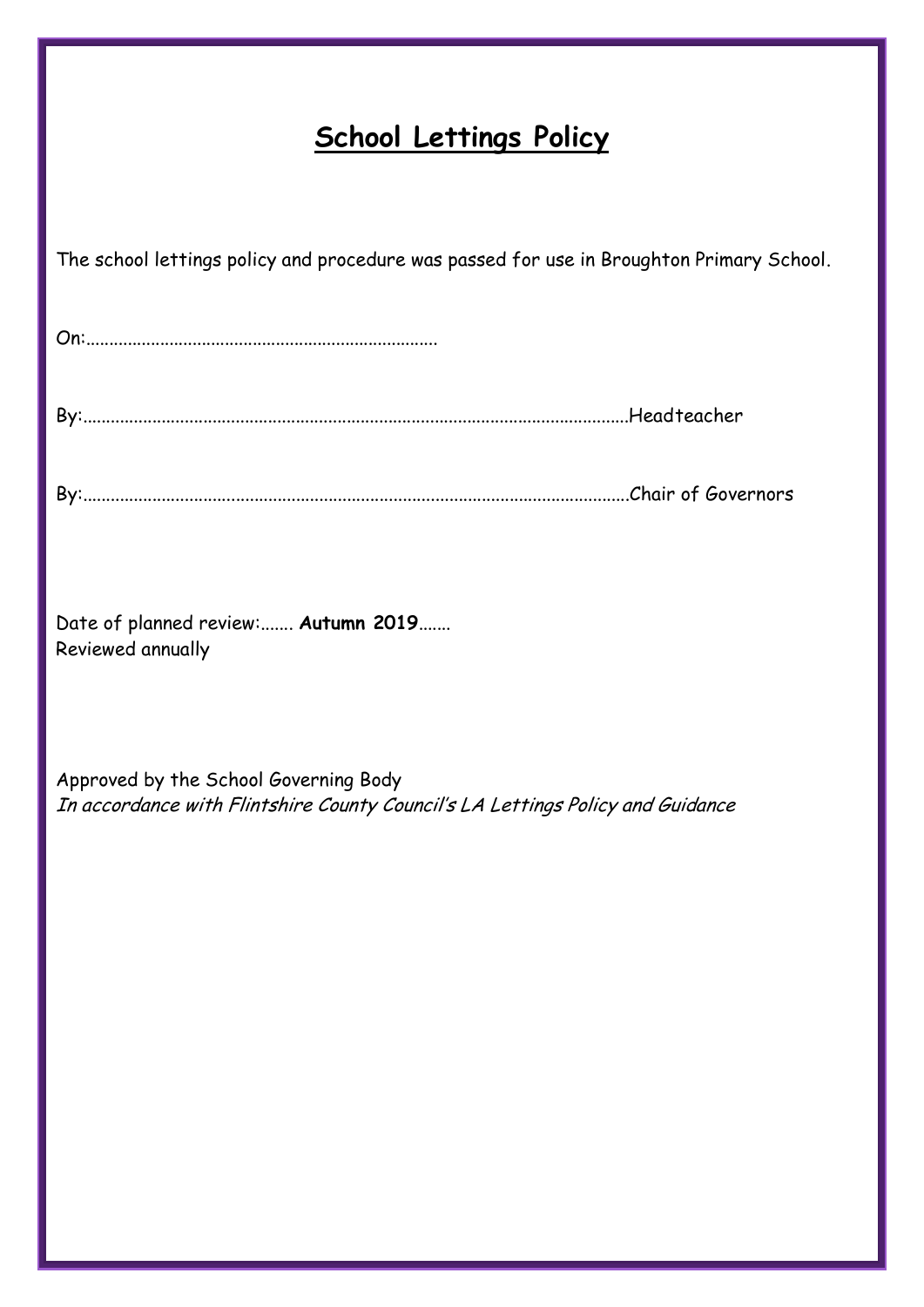# <u>School Lettings Policy</u>

The school lettings policy and procedure was passed for use in Broughton Primary School.

On:..........................................................................

By:...................................................................................................................Headteacher

By:...................................................................................................................Chair of Governors

Date of planned review:....... **Autumn 2019**.......
Reviewed annually

Approved by the School Governing Body
*In accordance with Flintshire County Council's LA Lettings Policy and Guidance*